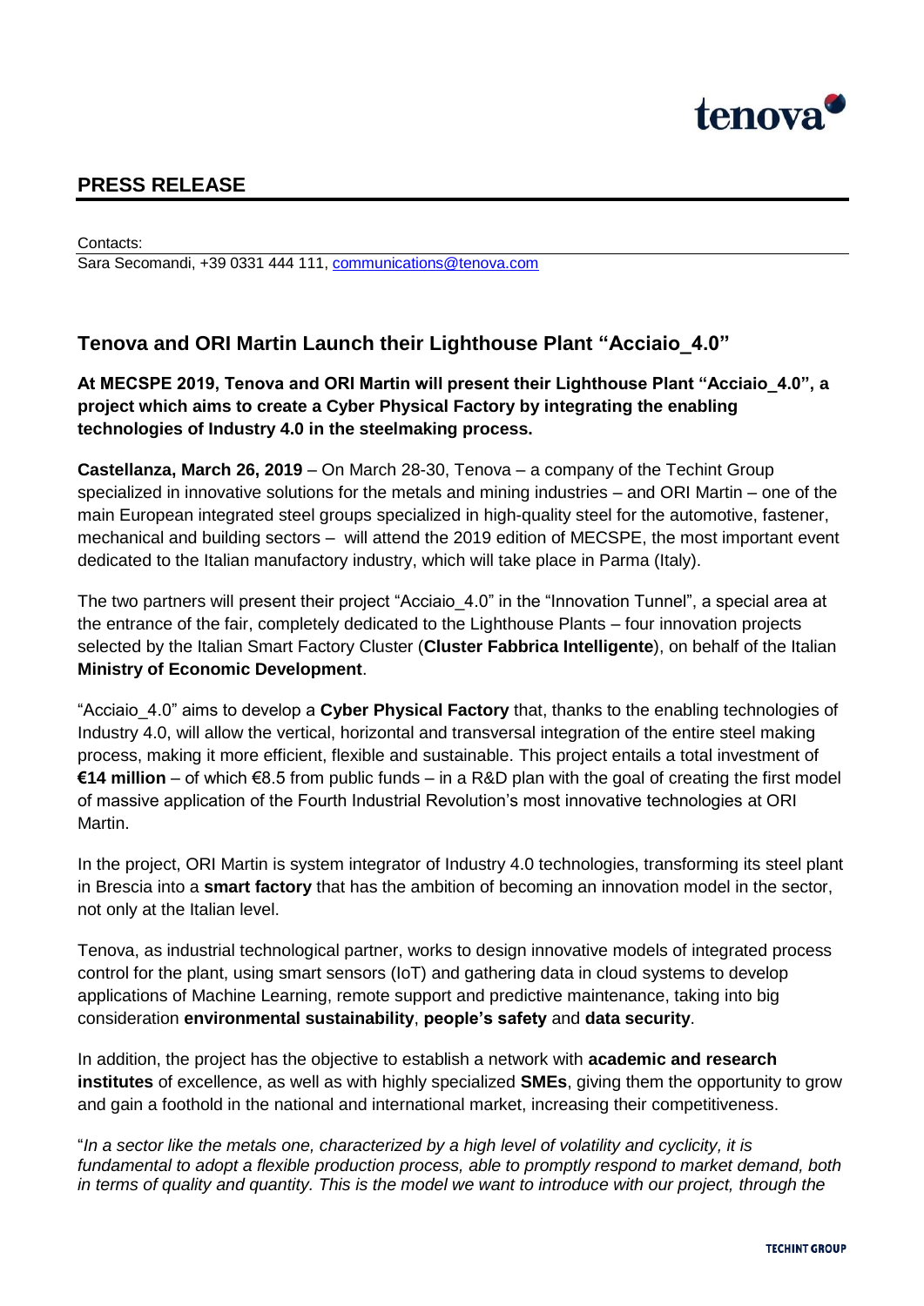## PRESS RELEASE

Contacts:
Sara Secomandi, +39 0331 444 111, communications@tenova.com

### Tenova and ORI Martin Launch their Lighthouse Plant "Acciaio_4.0"

**At MECSPE 2019, Tenova and ORI Martin will present their Lighthouse Plant "Acciaio_4.0", a project which aims to create a Cyber Physical Factory by integrating the enabling technologies of Industry 4.0 in the steelmaking process.**

**Castellanza, March 26, 2019** – On March 28-30, Tenova – a company of the Techint Group specialized in innovative solutions for the metals and mining industries – and ORI Martin – one of the main European integrated steel groups specialized in high-quality steel for the automotive, fastener, mechanical and building sectors – will attend the 2019 edition of MECSPE, the most important event dedicated to the Italian manufactory industry, which will take place in Parma (Italy).

The two partners will present their project "Acciaio_4.0" in the "Innovation Tunnel", a special area at the entrance of the fair, completely dedicated to the Lighthouse Plants – four innovation projects selected by the Italian Smart Factory Cluster (**Cluster Fabbrica Intelligente**), on behalf of the Italian **Ministry of Economic Development**.

"Acciaio_4.0" aims to develop a **Cyber Physical Factory** that, thanks to the enabling technologies of Industry 4.0, will allow the vertical, horizontal and transversal integration of the entire steel making process, making it more efficient, flexible and sustainable. This project entails a total investment of **€14 million** – of which €8.5 from public funds – in a R&D plan with the goal of creating the first model of massive application of the Fourth Industrial Revolution's most innovative technologies at ORI Martin.

In the project, ORI Martin is system integrator of Industry 4.0 technologies, transforming its steel plant in Brescia into a **smart factory** that has the ambition of becoming an innovation model in the sector, not only at the Italian level.

Tenova, as industrial technological partner, works to design innovative models of integrated process control for the plant, using smart sensors (IoT) and gathering data in cloud systems to develop applications of Machine Learning, remote support and predictive maintenance, taking into big consideration **environmental sustainability**, **people's safety** and **data security**.

In addition, the project has the objective to establish a network with **academic and research institutes** of excellence, as well as with highly specialized **SMEs**, giving them the opportunity to grow and gain a foothold in the national and international market, increasing their competitiveness.

"*In a sector like the metals one, characterized by a high level of volatility and cyclicity, it is fundamental to adopt a flexible production process, able to promptly respond to market demand, both in terms of quality and quantity. This is the model we want to introduce with our project, through the*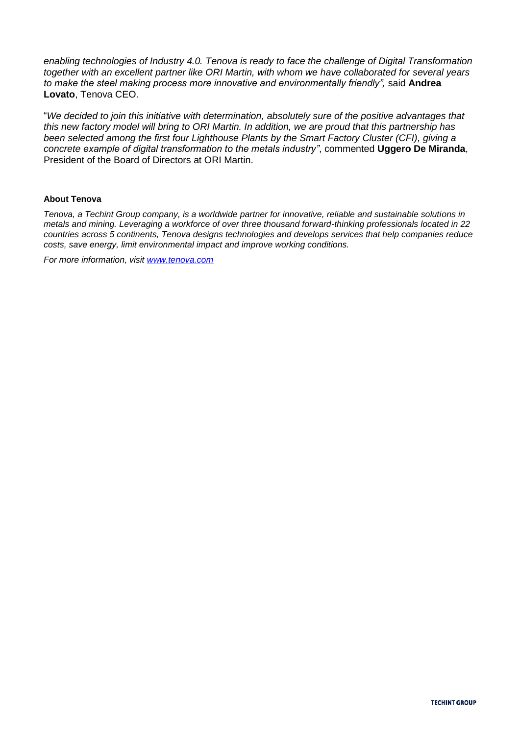*enabling technologies of Industry 4.0. Tenova is ready to face the challenge of Digital Transformation together with an excellent partner like ORI Martin, with whom we have collaborated for several years to make the steel making process more innovative and environmentally friendly",* said **Andrea Lovato**, Tenova CEO.

"*We decided to join this initiative with determination, absolutely sure of the positive advantages that this new factory model will bring to ORI Martin. In addition, we are proud that this partnership has been selected among the first four Lighthouse Plants by the Smart Factory Cluster (CFI), giving a concrete example of digital transformation to the metals industry"*, commented **Uggero De Miranda**, President of the Board of Directors at ORI Martin.

**About Tenova**

*Tenova, a Techint Group company, is a worldwide partner for innovative, reliable and sustainable solutions in metals and mining. Leveraging a workforce of over three thousand forward-thinking professionals located in 22 countries across 5 continents, Tenova designs technologies and develops services that help companies reduce costs, save energy, limit environmental impact and improve working conditions.*

*For more information, visit [www.tenova.com](http://www.tenova.com)*